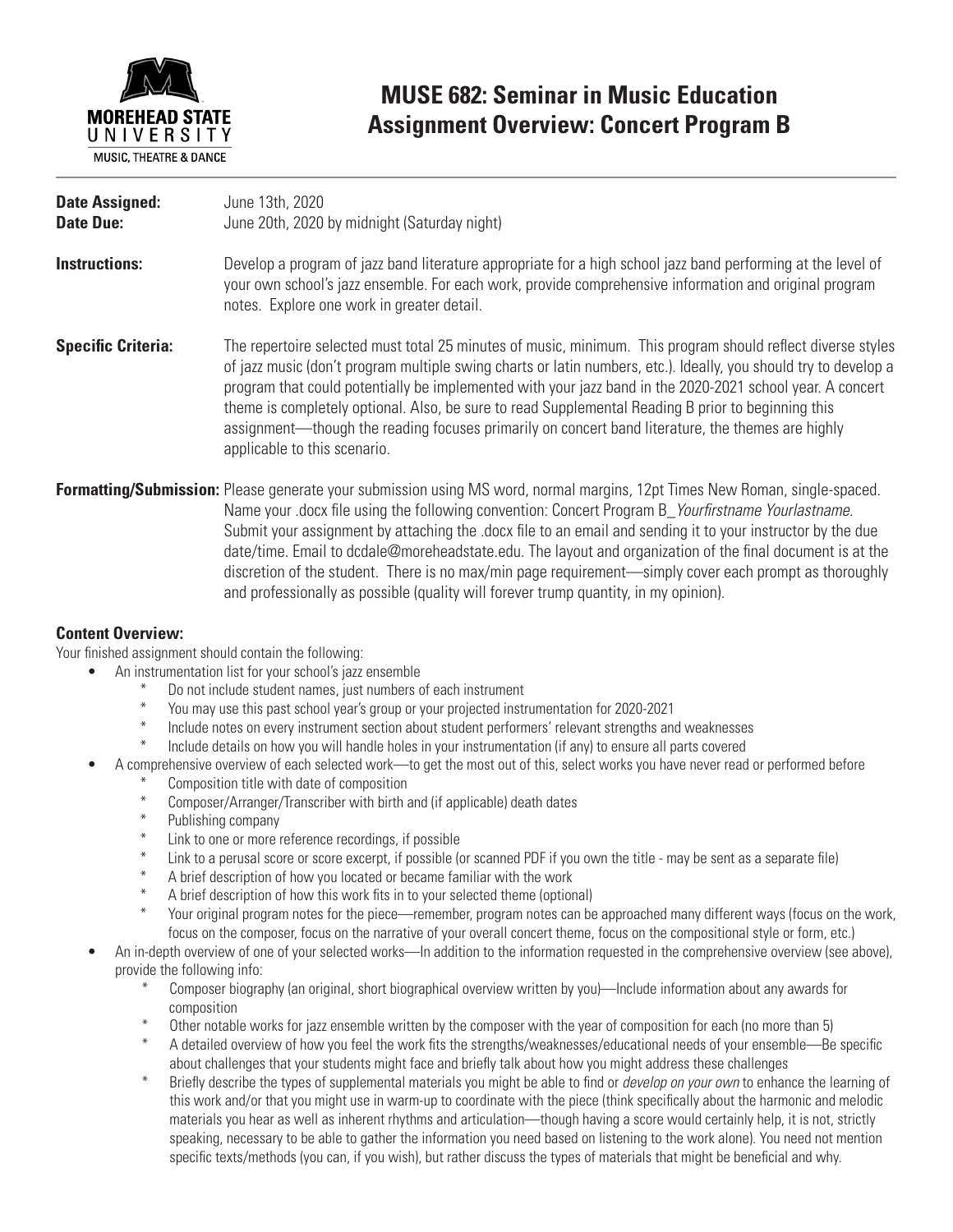MOREHEAD STATE UNIVERSITY
MUSIC, THEATRE & DANCE

# MUSE 682: Seminar in Music Education
# Assignment Overview: Concert Program B

**Date Assigned:** June 13th, 2020
**Date Due:** June 20th, 2020 by midnight (Saturday night)

**Instructions:** Develop a program of jazz band literature appropriate for a high school jazz band performing at the level of your own school's jazz ensemble. For each work, provide comprehensive information and original program notes. Explore one work in greater detail.

**Specific Criteria:** The repertoire selected must total 25 minutes of music, minimum. This program should reflect diverse styles of jazz music (don't program multiple swing charts or latin numbers, etc.). Ideally, you should try to develop a program that could potentially be implemented with your jazz band in the 2020-2021 school year. A concert theme is completely optional. Also, be sure to read Supplemental Reading B prior to beginning this assignment—though the reading focuses primarily on concert band literature, the themes are highly applicable to this scenario.

**Formatting/Submission:** Please generate your submission using MS word, normal margins, 12pt Times New Roman, single-spaced. Name your .docx file using the following convention: Concert Program B_*Yourfirstname Yourlastname*. Submit your assignment by attaching the .docx file to an email and sending it to your instructor by the due date/time. Email to dcdale@moreheadstate.edu. The layout and organization of the final document is at the discretion of the student. There is no max/min page requirement—simply cover each prompt as thoroughly and professionally as possible (quality will forever trump quantity, in my opinion).

### Content Overview:

Your finished assignment should contain the following:

- An instrumentation list for your school's jazz ensemble
  - Do not include student names, just numbers of each instrument
  - You may use this past school year's group or your projected instrumentation for 2020-2021
  - Include notes on every instrument section about student performers' relevant strengths and weaknesses
  - Include details on how you will handle holes in your instrumentation (if any) to ensure all parts covered
- A comprehensive overview of each selected work—to get the most out of this, select works you have never read or performed before
  - Composition title with date of composition
  - Composer/Arranger/Transcriber with birth and (if applicable) death dates
  - Publishing company
  - Link to one or more reference recordings, if possible
  - Link to a perusal score or score excerpt, if possible (or scanned PDF if you own the title - may be sent as a separate file)
  - A brief description of how you located or became familiar with the work
  - A brief description of how this work fits in to your selected theme (optional)
  - Your original program notes for the piece—remember, program notes can be approached many different ways (focus on the work, focus on the composer, focus on the narrative of your overall concert theme, focus on the compositional style or form, etc.)
- An in-depth overview of one of your selected works—In addition to the information requested in the comprehensive overview (see above), provide the following info:
  - Composer biography (an original, short biographical overview written by you)—Include information about any awards for composition
  - Other notable works for jazz ensemble written by the composer with the year of composition for each (no more than 5)
  - A detailed overview of how you feel the work fits the strengths/weaknesses/educational needs of your ensemble—Be specific about challenges that your students might face and briefly talk about how you might address these challenges
  - Briefly describe the types of supplemental materials you might be able to find or *develop on your own* to enhance the learning of this work and/or that you might use in warm-up to coordinate with the piece (think specifically about the harmonic and melodic materials you hear as well as inherent rhythms and articulation—though having a score would certainly help, it is not, strictly speaking, necessary to be able to gather the information you need based on listening to the work alone). You need not mention specific texts/methods (you can, if you wish), but rather discuss the types of materials that might be beneficial and why.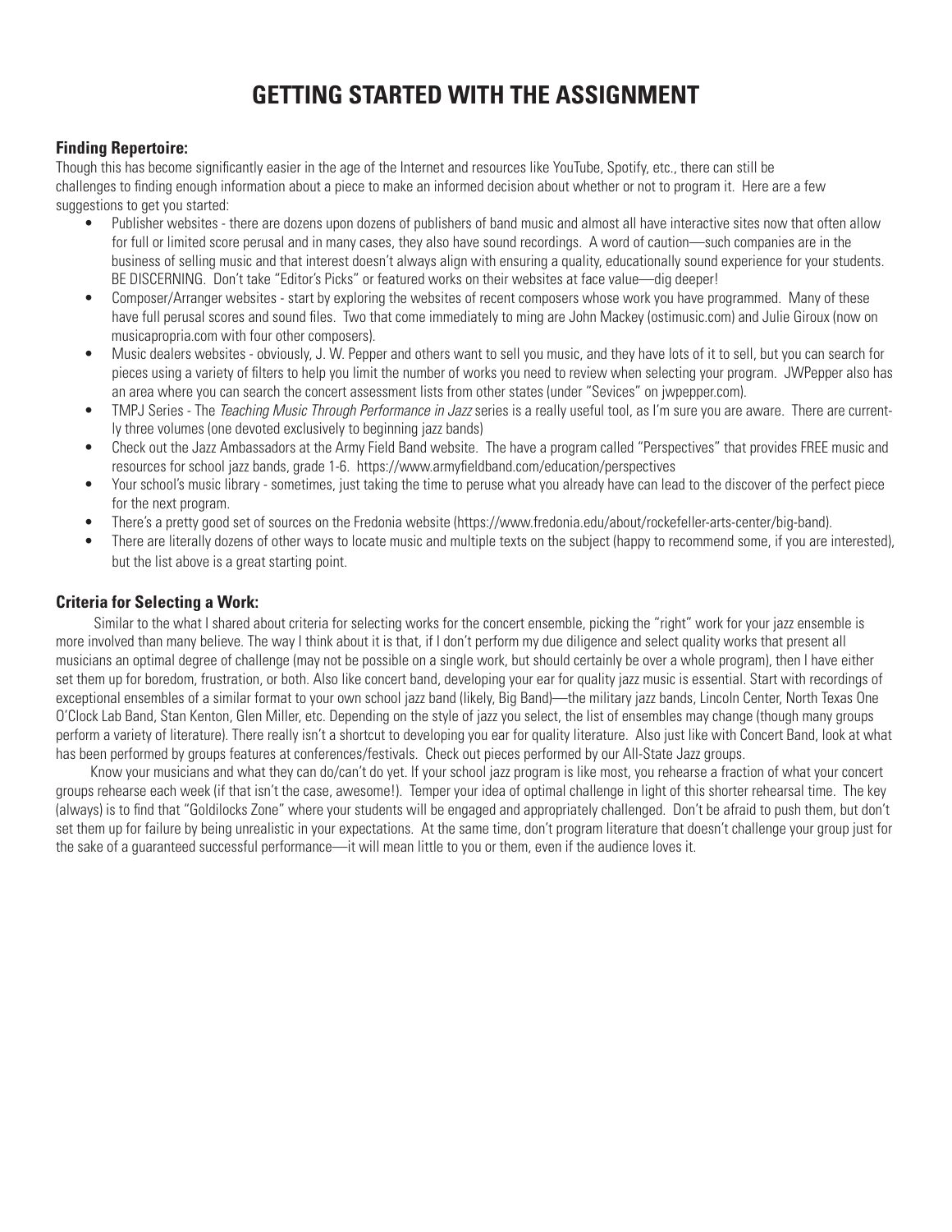# GETTING STARTED WITH THE ASSIGNMENT

### Finding Repertoire:

Though this has become significantly easier in the age of the Internet and resources like YouTube, Spotify, etc., there can still be challenges to finding enough information about a piece to make an informed decision about whether or not to program it. Here are a few suggestions to get you started:

- Publisher websites - there are dozens upon dozens of publishers of band music and almost all have interactive sites now that often allow for full or limited score perusal and in many cases, they also have sound recordings. A word of caution—such companies are in the business of selling music and that interest doesn't always align with ensuring a quality, educationally sound experience for your students. BE DISCERNING. Don't take "Editor's Picks" or featured works on their websites at face value—dig deeper!
- Composer/Arranger websites - start by exploring the websites of recent composers whose work you have programmed. Many of these have full perusal scores and sound files. Two that come immediately to ming are John Mackey (ostimusic.com) and Julie Giroux (now on musicapropria.com with four other composers).
- Music dealers websites - obviously, J. W. Pepper and others want to sell you music, and they have lots of it to sell, but you can search for pieces using a variety of filters to help you limit the number of works you need to review when selecting your program. JWPepper also has an area where you can search the concert assessment lists from other states (under "Sevices" on jwpepper.com).
- TMPJ Series - The *Teaching Music Through Performance in Jazz* series is a really useful tool, as I'm sure you are aware. There are currently three volumes (one devoted exclusively to beginning jazz bands)
- Check out the Jazz Ambassadors at the Army Field Band website. The have a program called "Perspectives" that provides FREE music and resources for school jazz bands, grade 1-6. https://www.armyfieldband.com/education/perspectives
- Your school's music library - sometimes, just taking the time to peruse what you already have can lead to the discover of the perfect piece for the next program.
- There's a pretty good set of sources on the Fredonia website (https://www.fredonia.edu/about/rockefeller-arts-center/big-band).
- There are literally dozens of other ways to locate music and multiple texts on the subject (happy to recommend some, if you are interested), but the list above is a great starting point.

### Criteria for Selecting a Work:

Similar to the what I shared about criteria for selecting works for the concert ensemble, picking the "right" work for your jazz ensemble is more involved than many believe. The way I think about it is that, if I don't perform my due diligence and select quality works that present all musicians an optimal degree of challenge (may not be possible on a single work, but should certainly be over a whole program), then I have either set them up for boredom, frustration, or both. Also like concert band, developing your ear for quality jazz music is essential. Start with recordings of exceptional ensembles of a similar format to your own school jazz band (likely, Big Band)—the military jazz bands, Lincoln Center, North Texas One O'Clock Lab Band, Stan Kenton, Glen Miller, etc. Depending on the style of jazz you select, the list of ensembles may change (though many groups perform a variety of literature). There really isn't a shortcut to developing you ear for quality literature. Also just like with Concert Band, look at what has been performed by groups features at conferences/festivals. Check out pieces performed by our All-State Jazz groups.

Know your musicians and what they can do/can't do yet. If your school jazz program is like most, you rehearse a fraction of what your concert groups rehearse each week (if that isn't the case, awesome!). Temper your idea of optimal challenge in light of this shorter rehearsal time. The key (always) is to find that "Goldilocks Zone" where your students will be engaged and appropriately challenged. Don't be afraid to push them, but don't set them up for failure by being unrealistic in your expectations. At the same time, don't program literature that doesn't challenge your group just for the sake of a guaranteed successful performance—it will mean little to you or them, even if the audience loves it.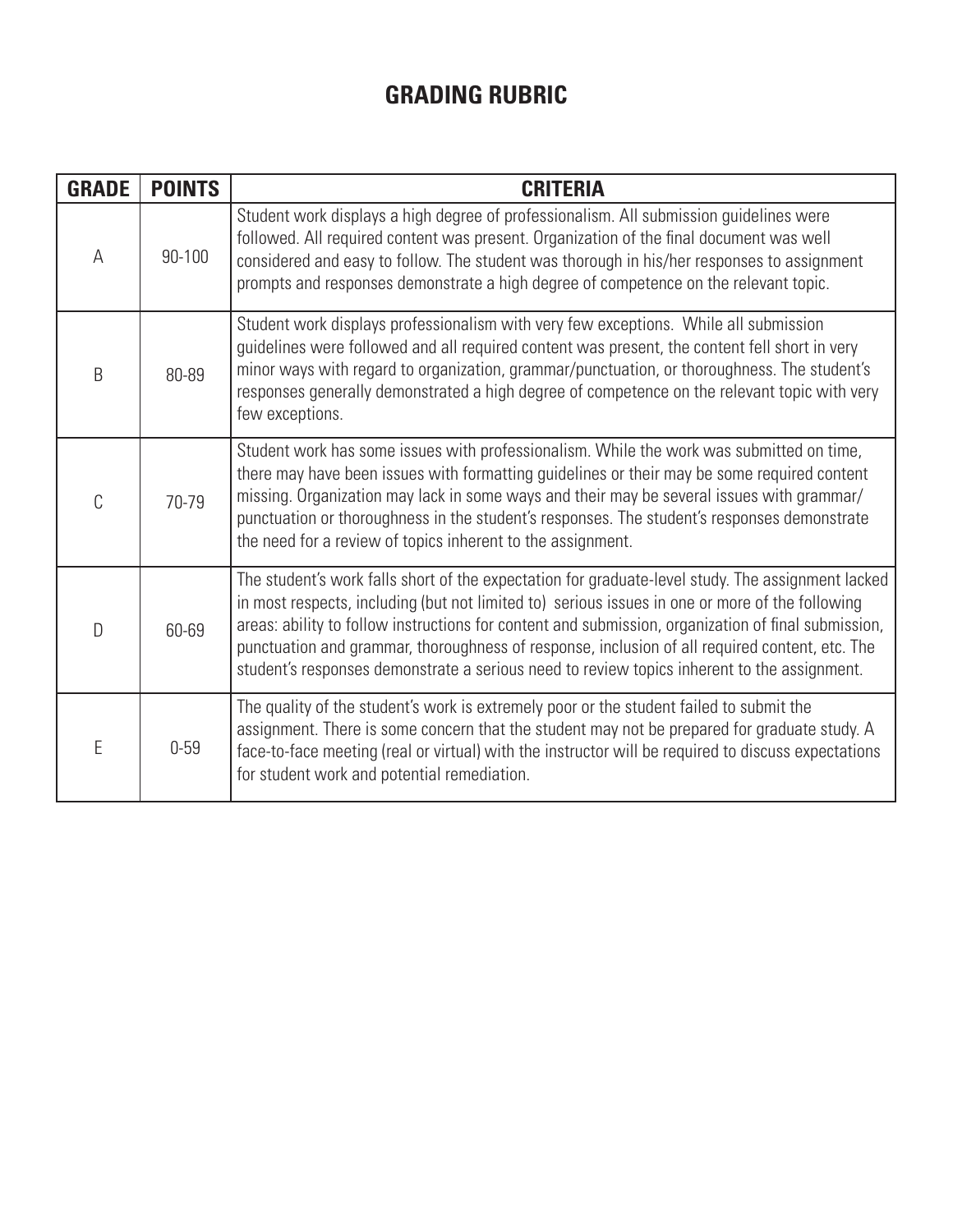# GRADING RUBRIC

| GRADE | POINTS | CRITERIA |
| --- | --- | --- |
| A | 90-100 | Student work displays a high degree of professionalism. All submission guidelines were followed. All required content was present. Organization of the final document was well considered and easy to follow. The student was thorough in his/her responses to assignment prompts and responses demonstrate a high degree of competence on the relevant topic. |
| B | 80-89 | Student work displays professionalism with very few exceptions. While all submission guidelines were followed and all required content was present, the content fell short in very minor ways with regard to organization, grammar/punctuation, or thoroughness. The student's responses generally demonstrated a high degree of competence on the relevant topic with very few exceptions. |
| C | 70-79 | Student work has some issues with professionalism. While the work was submitted on time, there may have been issues with formatting guidelines or their may be some required content missing. Organization may lack in some ways and their may be several issues with grammar/punctuation or thoroughness in the student's responses. The student's responses demonstrate the need for a review of topics inherent to the assignment. |
| D | 60-69 | The student's work falls short of the expectation for graduate-level study. The assignment lacked in most respects, including (but not limited to) serious issues in one or more of the following areas: ability to follow instructions for content and submission, organization of final submission, punctuation and grammar, thoroughness of response, inclusion of all required content, etc. The student's responses demonstrate a serious need to review topics inherent to the assignment. |
| E | 0-59 | The quality of the student's work is extremely poor or the student failed to submit the assignment. There is some concern that the student may not be prepared for graduate study. A face-to-face meeting (real or virtual) with the instructor will be required to discuss expectations for student work and potential remediation. |